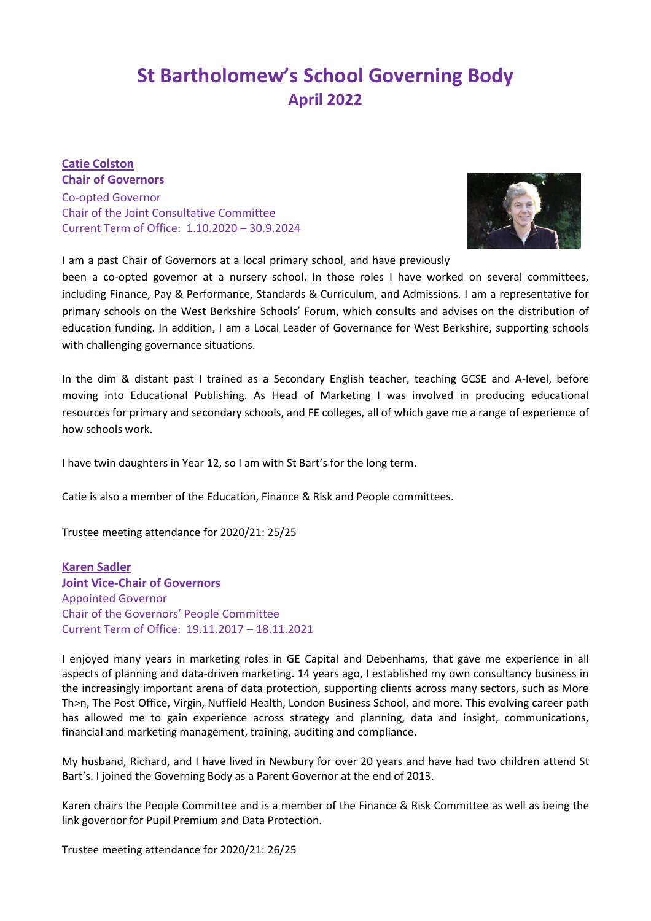# St Bartholomew's School Governing Body
## April 2022

**Catie Colston**
**Chair of Governors**
Co-opted Governor
Chair of the Joint Consultative Committee
Current Term of Office: 1.10.2020 – 30.9.2024

I am a past Chair of Governors at a local primary school, and have previously been a co-opted governor at a nursery school. In those roles I have worked on several committees, including Finance, Pay & Performance, Standards & Curriculum, and Admissions. I am a representative for primary schools on the West Berkshire Schools' Forum, which consults and advises on the distribution of education funding. In addition, I am a Local Leader of Governance for West Berkshire, supporting schools with challenging governance situations.

In the dim & distant past I trained as a Secondary English teacher, teaching GCSE and A-level, before moving into Educational Publishing. As Head of Marketing I was involved in producing educational resources for primary and secondary schools, and FE colleges, all of which gave me a range of experience of how schools work.

I have twin daughters in Year 12, so I am with St Bart's for the long term.

Catie is also a member of the Education, Finance & Risk and People committees.

Trustee meeting attendance for 2020/21: 25/25

**Karen Sadler**
**Joint Vice-Chair of Governors**
Appointed Governor
Chair of the Governors' People Committee
Current Term of Office: 19.11.2017 – 18.11.2021

I enjoyed many years in marketing roles in GE Capital and Debenhams, that gave me experience in all aspects of planning and data-driven marketing. 14 years ago, I established my own consultancy business in the increasingly important arena of data protection, supporting clients across many sectors, such as More Th>n, The Post Office, Virgin, Nuffield Health, London Business School, and more. This evolving career path has allowed me to gain experience across strategy and planning, data and insight, communications, financial and marketing management, training, auditing and compliance.

My husband, Richard, and I have lived in Newbury for over 20 years and have had two children attend St Bart's. I joined the Governing Body as a Parent Governor at the end of 2013.

Karen chairs the People Committee and is a member of the Finance & Risk Committee as well as being the link governor for Pupil Premium and Data Protection.

Trustee meeting attendance for 2020/21: 26/25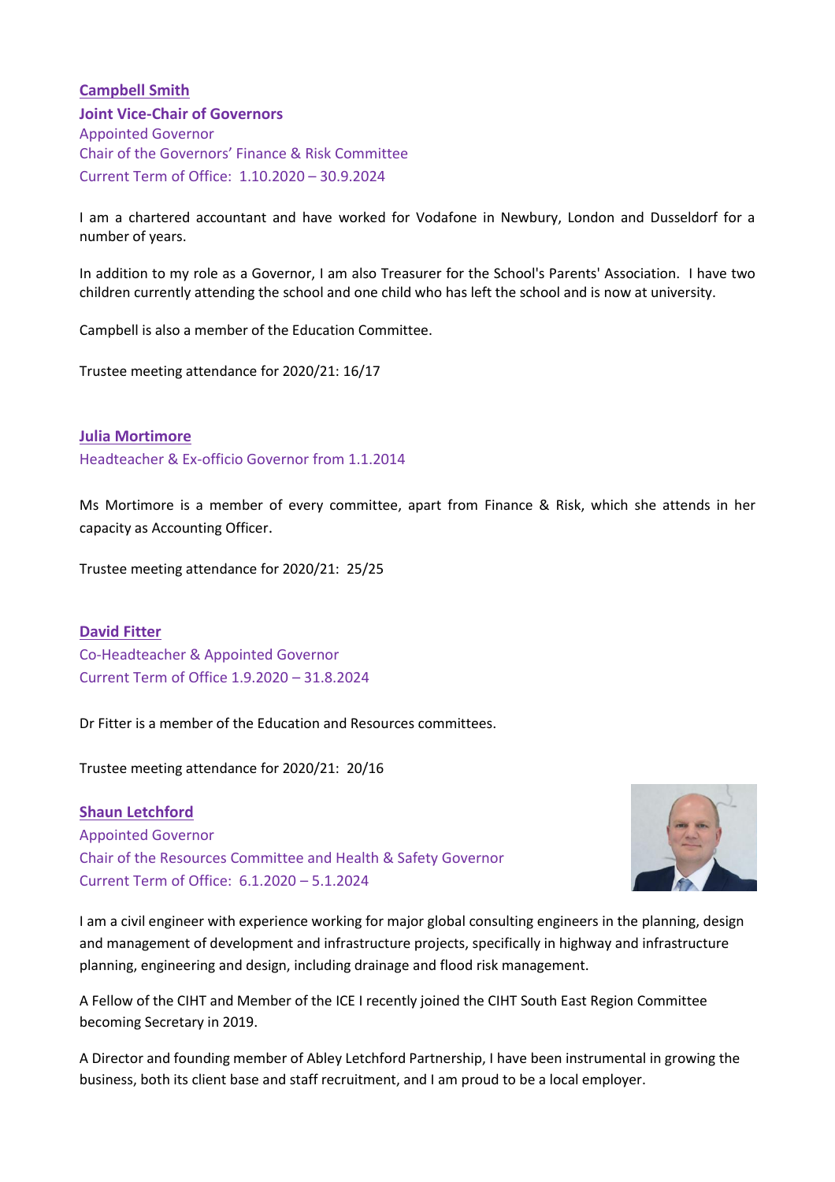**Campbell Smith**

**Joint Vice-Chair of Governors**

Appointed Governor

Chair of the Governors' Finance & Risk Committee

Current Term of Office: 1.10.2020 – 30.9.2024

I am a chartered accountant and have worked for Vodafone in Newbury, London and Dusseldorf for a number of years.

In addition to my role as a Governor, I am also Treasurer for the School's Parents' Association. I have two children currently attending the school and one child who has left the school and is now at university.

Campbell is also a member of the Education Committee.

Trustee meeting attendance for 2020/21: 16/17

**Julia Mortimore**

Headteacher & Ex-officio Governor from 1.1.2014

Ms Mortimore is a member of every committee, apart from Finance & Risk, which she attends in her capacity as Accounting Officer.

Trustee meeting attendance for 2020/21: 25/25

**David Fitter**

Co-Headteacher & Appointed Governor

Current Term of Office 1.9.2020 – 31.8.2024

Dr Fitter is a member of the Education and Resources committees.

Trustee meeting attendance for 2020/21: 20/16

**Shaun Letchford**

Appointed Governor

Chair of the Resources Committee and Health & Safety Governor

Current Term of Office: 6.1.2020 – 5.1.2024

I am a civil engineer with experience working for major global consulting engineers in the planning, design and management of development and infrastructure projects, specifically in highway and infrastructure planning, engineering and design, including drainage and flood risk management.

A Fellow of the CIHT and Member of the ICE I recently joined the CIHT South East Region Committee becoming Secretary in 2019.

A Director and founding member of Abley Letchford Partnership, I have been instrumental in growing the business, both its client base and staff recruitment, and I am proud to be a local employer.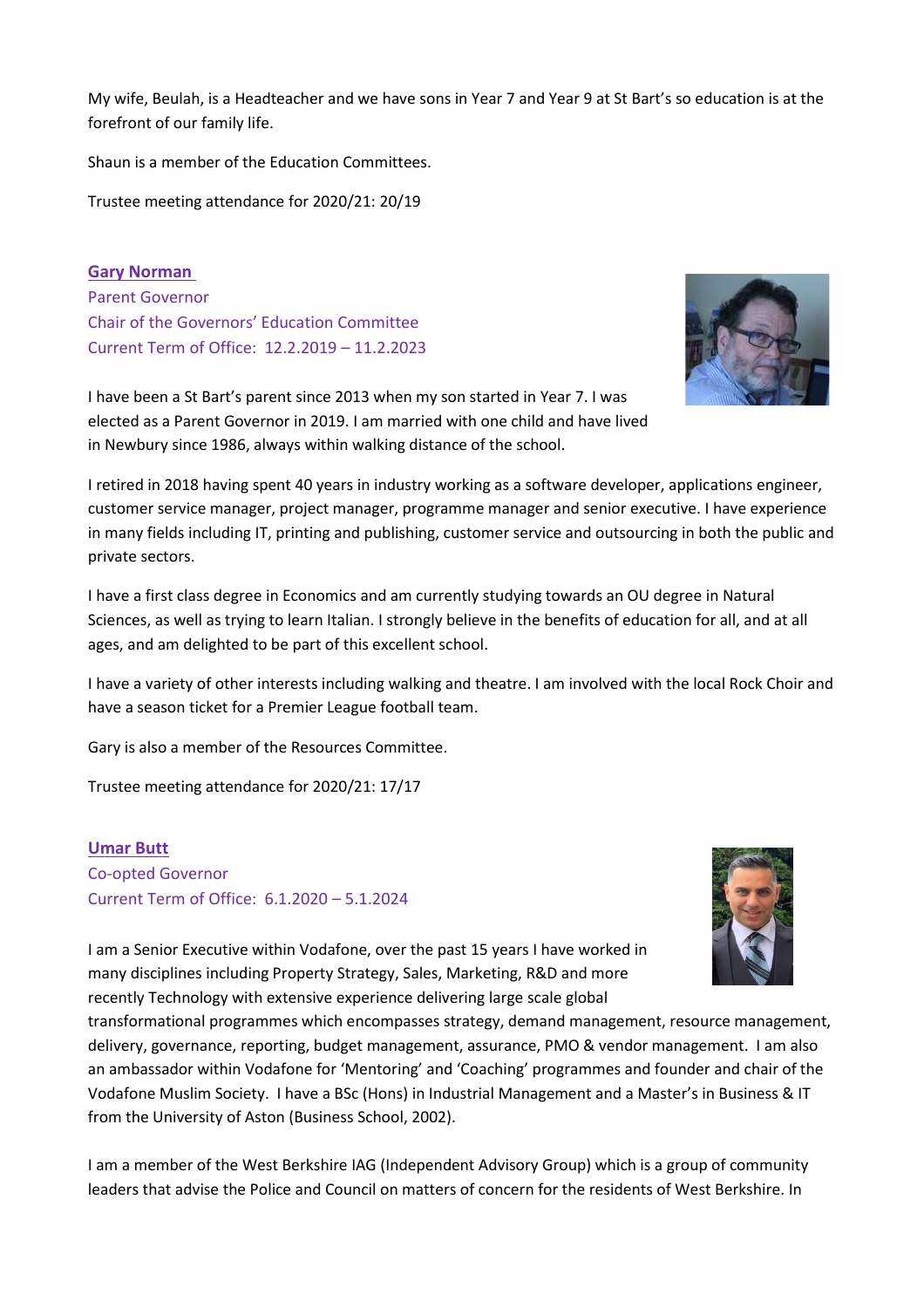My wife, Beulah, is a Headteacher and we have sons in Year 7 and Year 9 at St Bart's so education is at the forefront of our family life.

Shaun is a member of the Education Committees.

Trustee meeting attendance for 2020/21: 20/19

### Gary Norman

Parent Governor
Chair of the Governors' Education Committee
Current Term of Office: 12.2.2019 – 11.2.2023

I have been a St Bart's parent since 2013 when my son started in Year 7. I was elected as a Parent Governor in 2019. I am married with one child and have lived in Newbury since 1986, always within walking distance of the school.

I retired in 2018 having spent 40 years in industry working as a software developer, applications engineer, customer service manager, project manager, programme manager and senior executive. I have experience in many fields including IT, printing and publishing, customer service and outsourcing in both the public and private sectors.

I have a first class degree in Economics and am currently studying towards an OU degree in Natural Sciences, as well as trying to learn Italian. I strongly believe in the benefits of education for all, and at all ages, and am delighted to be part of this excellent school.

I have a variety of other interests including walking and theatre. I am involved with the local Rock Choir and have a season ticket for a Premier League football team.

Gary is also a member of the Resources Committee.

Trustee meeting attendance for 2020/21: 17/17

### Umar Butt

Co-opted Governor
Current Term of Office: 6.1.2020 – 5.1.2024

I am a Senior Executive within Vodafone, over the past 15 years I have worked in many disciplines including Property Strategy, Sales, Marketing, R&D and more recently Technology with extensive experience delivering large scale global transformational programmes which encompasses strategy, demand management, resource management, delivery, governance, reporting, budget management, assurance, PMO & vendor management. I am also an ambassador within Vodafone for 'Mentoring' and 'Coaching' programmes and founder and chair of the Vodafone Muslim Society. I have a BSc (Hons) in Industrial Management and a Master's in Business & IT from the University of Aston (Business School, 2002).

I am a member of the West Berkshire IAG (Independent Advisory Group) which is a group of community leaders that advise the Police and Council on matters of concern for the residents of West Berkshire. In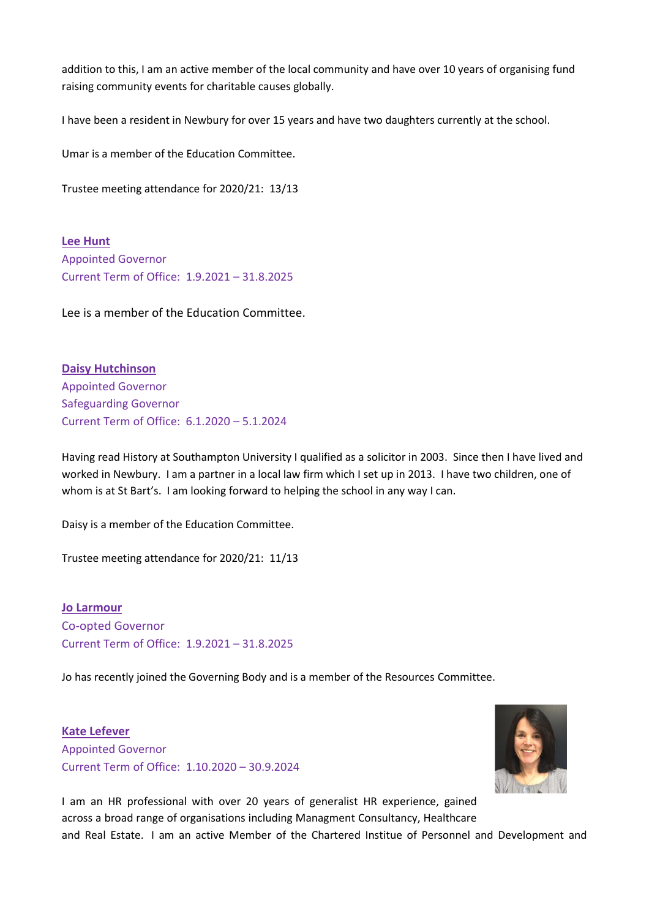addition to this, I am an active member of the local community and have over 10 years of organising fund raising community events for charitable causes globally.

I have been a resident in Newbury for over 15 years and have two daughters currently at the school.

Umar is a member of the Education Committee.

Trustee meeting attendance for 2020/21: 13/13

**Lee Hunt**

Appointed Governor

Current Term of Office: 1.9.2021 – 31.8.2025

Lee is a member of the Education Committee.

**Daisy Hutchinson**

Appointed Governor

Safeguarding Governor

Current Term of Office: 6.1.2020 – 5.1.2024

Having read History at Southampton University I qualified as a solicitor in 2003. Since then I have lived and worked in Newbury. I am a partner in a local law firm which I set up in 2013. I have two children, one of whom is at St Bart's. I am looking forward to helping the school in any way I can.

Daisy is a member of the Education Committee.

Trustee meeting attendance for 2020/21: 11/13

**Jo Larmour**

Co-opted Governor

Current Term of Office: 1.9.2021 – 31.8.2025

Jo has recently joined the Governing Body and is a member of the Resources Committee.

**Kate Lefever**

Appointed Governor

Current Term of Office: 1.10.2020 – 30.9.2024

I am an HR professional with over 20 years of generalist HR experience, gained across a broad range of organisations including Managment Consultancy, Healthcare and Real Estate. I am an active Member of the Chartered Institue of Personnel and Development and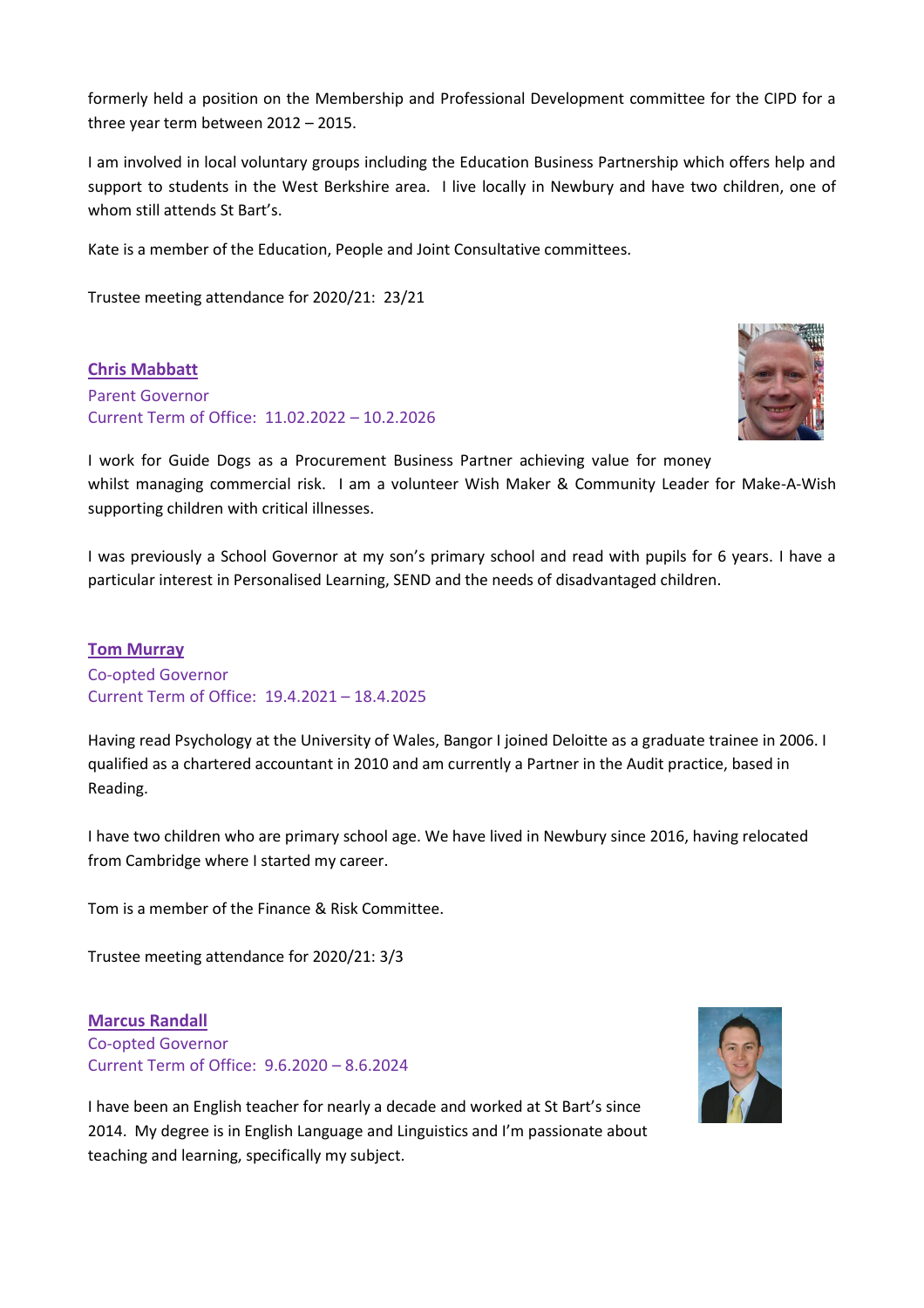formerly held a position on the Membership and Professional Development committee for the CIPD for a three year term between 2012 – 2015.

I am involved in local voluntary groups including the Education Business Partnership which offers help and support to students in the West Berkshire area. I live locally in Newbury and have two children, one of whom still attends St Bart's.

Kate is a member of the Education, People and Joint Consultative committees.

Trustee meeting attendance for 2020/21: 23/21

### Chris Mabbatt

Parent Governor
Current Term of Office: 11.02.2022 – 10.2.2026

I work for Guide Dogs as a Procurement Business Partner achieving value for money whilst managing commercial risk. I am a volunteer Wish Maker & Community Leader for Make-A-Wish supporting children with critical illnesses.

I was previously a School Governor at my son's primary school and read with pupils for 6 years. I have a particular interest in Personalised Learning, SEND and the needs of disadvantaged children.

### Tom Murray

Co-opted Governor
Current Term of Office: 19.4.2021 – 18.4.2025

Having read Psychology at the University of Wales, Bangor I joined Deloitte as a graduate trainee in 2006. I qualified as a chartered accountant in 2010 and am currently a Partner in the Audit practice, based in Reading.

I have two children who are primary school age. We have lived in Newbury since 2016, having relocated from Cambridge where I started my career.

Tom is a member of the Finance & Risk Committee.

Trustee meeting attendance for 2020/21: 3/3

### Marcus Randall

Co-opted Governor
Current Term of Office: 9.6.2020 – 8.6.2024

I have been an English teacher for nearly a decade and worked at St Bart's since 2014. My degree is in English Language and Linguistics and I'm passionate about teaching and learning, specifically my subject.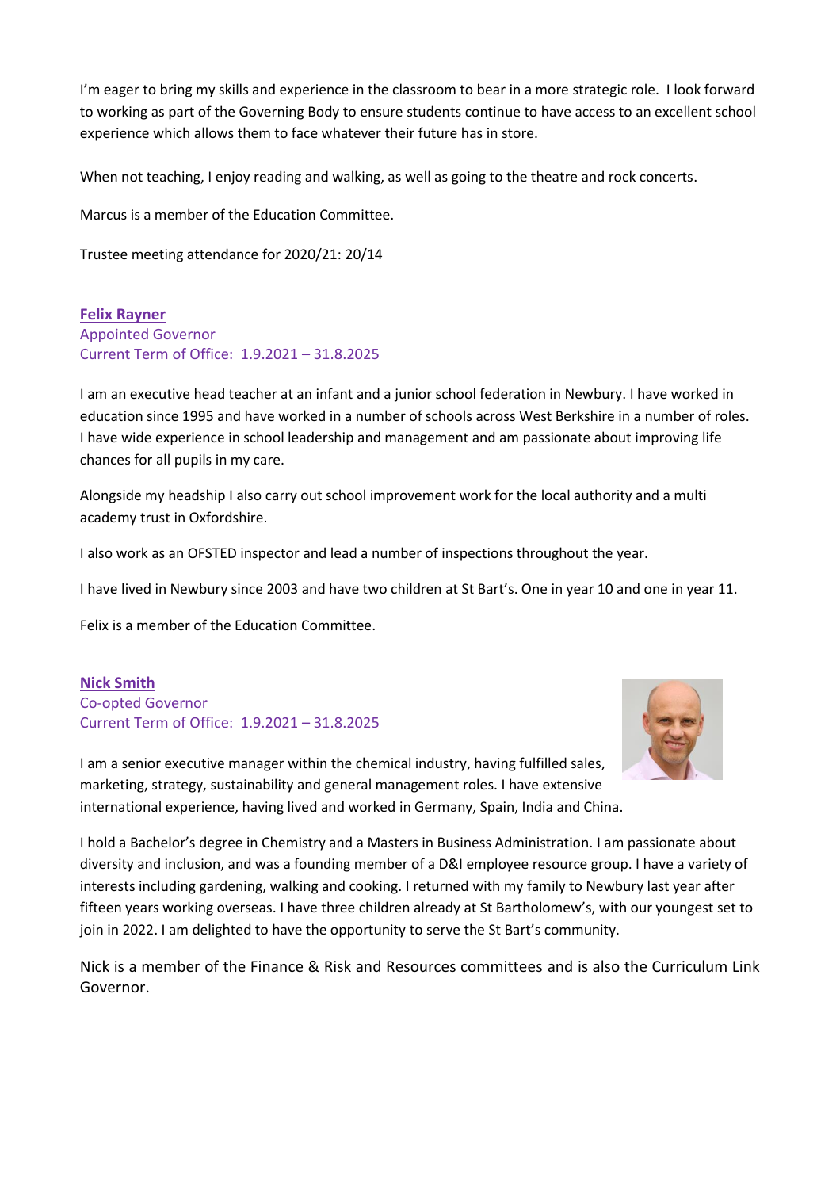I'm eager to bring my skills and experience in the classroom to bear in a more strategic role. I look forward to working as part of the Governing Body to ensure students continue to have access to an excellent school experience which allows them to face whatever their future has in store.

When not teaching, I enjoy reading and walking, as well as going to the theatre and rock concerts.

Marcus is a member of the Education Committee.

Trustee meeting attendance for 2020/21: 20/14

## Felix Rayner

Appointed Governor
Current Term of Office: 1.9.2021 – 31.8.2025

I am an executive head teacher at an infant and a junior school federation in Newbury. I have worked in education since 1995 and have worked in a number of schools across West Berkshire in a number of roles. I have wide experience in school leadership and management and am passionate about improving life chances for all pupils in my care.

Alongside my headship I also carry out school improvement work for the local authority and a multi academy trust in Oxfordshire.

I also work as an OFSTED inspector and lead a number of inspections throughout the year.

I have lived in Newbury since 2003 and have two children at St Bart's. One in year 10 and one in year 11.

Felix is a member of the Education Committee.

## Nick Smith

Co-opted Governor
Current Term of Office: 1.9.2021 – 31.8.2025

I am a senior executive manager within the chemical industry, having fulfilled sales, marketing, strategy, sustainability and general management roles. I have extensive international experience, having lived and worked in Germany, Spain, India and China.

I hold a Bachelor's degree in Chemistry and a Masters in Business Administration. I am passionate about diversity and inclusion, and was a founding member of a D&I employee resource group. I have a variety of interests including gardening, walking and cooking. I returned with my family to Newbury last year after fifteen years working overseas. I have three children already at St Bartholomew's, with our youngest set to join in 2022. I am delighted to have the opportunity to serve the St Bart's community.

Nick is a member of the Finance & Risk and Resources committees and is also the Curriculum Link Governor.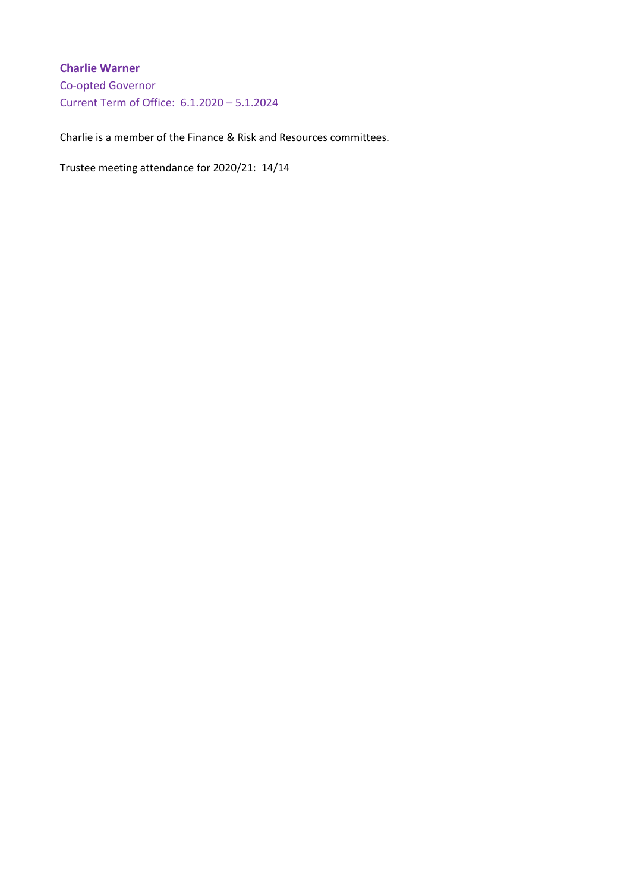**Charlie Warner**

Co-opted Governor

Current Term of Office: 6.1.2020 – 5.1.2024

Charlie is a member of the Finance & Risk and Resources committees.

Trustee meeting attendance for 2020/21: 14/14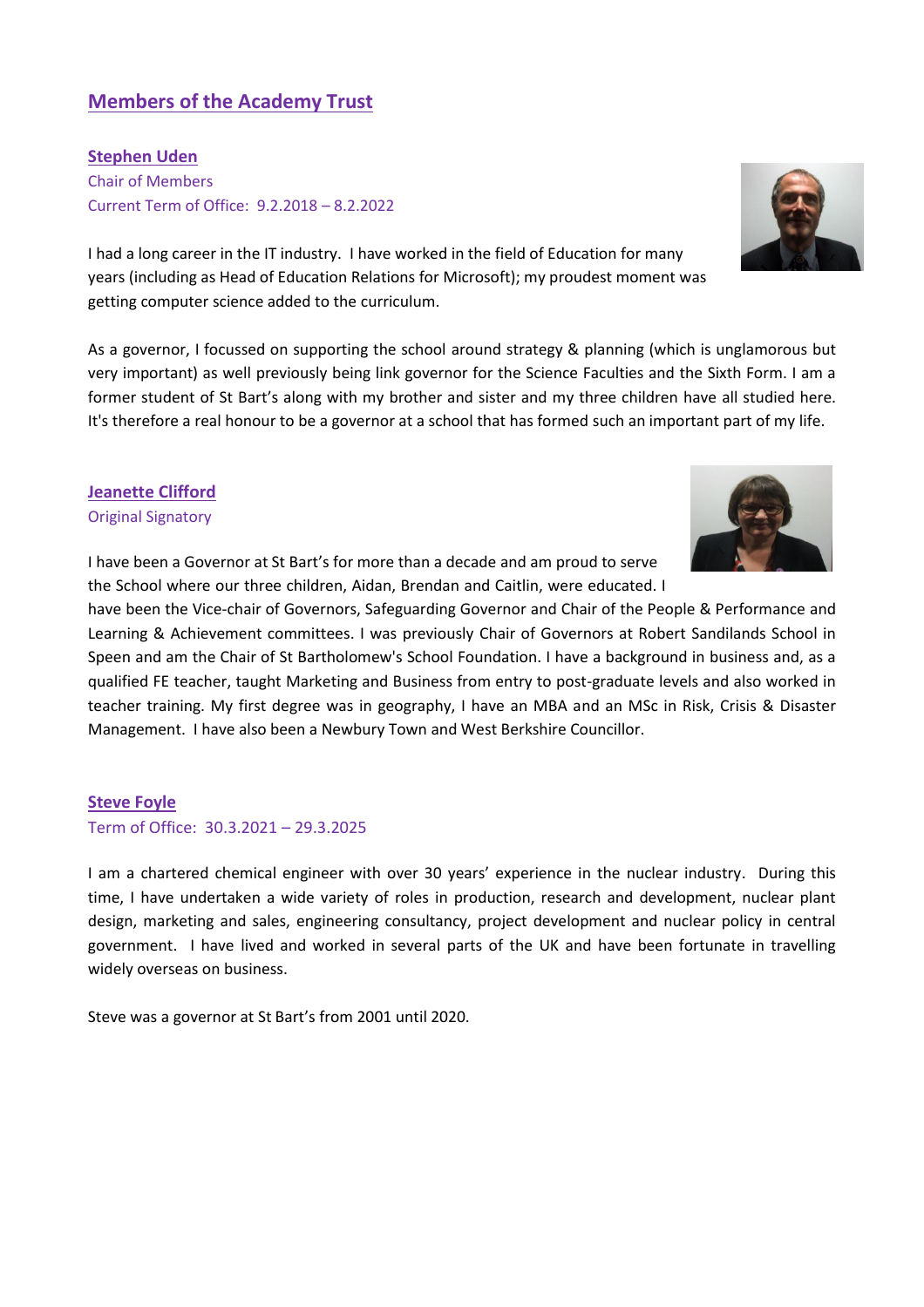## Members of the Academy Trust

### Stephen Uden

Chair of Members
Current Term of Office: 9.2.2018 – 8.2.2022

I had a long career in the IT industry. I have worked in the field of Education for many years (including as Head of Education Relations for Microsoft); my proudest moment was getting computer science added to the curriculum.

As a governor, I focussed on supporting the school around strategy & planning (which is unglamorous but very important) as well previously being link governor for the Science Faculties and the Sixth Form. I am a former student of St Bart's along with my brother and sister and my three children have all studied here. It's therefore a real honour to be a governor at a school that has formed such an important part of my life.

### Jeanette Clifford

Original Signatory

I have been a Governor at St Bart's for more than a decade and am proud to serve the School where our three children, Aidan, Brendan and Caitlin, were educated. I have been the Vice-chair of Governors, Safeguarding Governor and Chair of the People & Performance and Learning & Achievement committees. I was previously Chair of Governors at Robert Sandilands School in Speen and am the Chair of St Bartholomew's School Foundation. I have a background in business and, as a qualified FE teacher, taught Marketing and Business from entry to post-graduate levels and also worked in teacher training. My first degree was in geography, I have an MBA and an MSc in Risk, Crisis & Disaster Management. I have also been a Newbury Town and West Berkshire Councillor.

### Steve Foyle

Term of Office: 30.3.2021 – 29.3.2025

I am a chartered chemical engineer with over 30 years' experience in the nuclear industry. During this time, I have undertaken a wide variety of roles in production, research and development, nuclear plant design, marketing and sales, engineering consultancy, project development and nuclear policy in central government. I have lived and worked in several parts of the UK and have been fortunate in travelling widely overseas on business.

Steve was a governor at St Bart's from 2001 until 2020.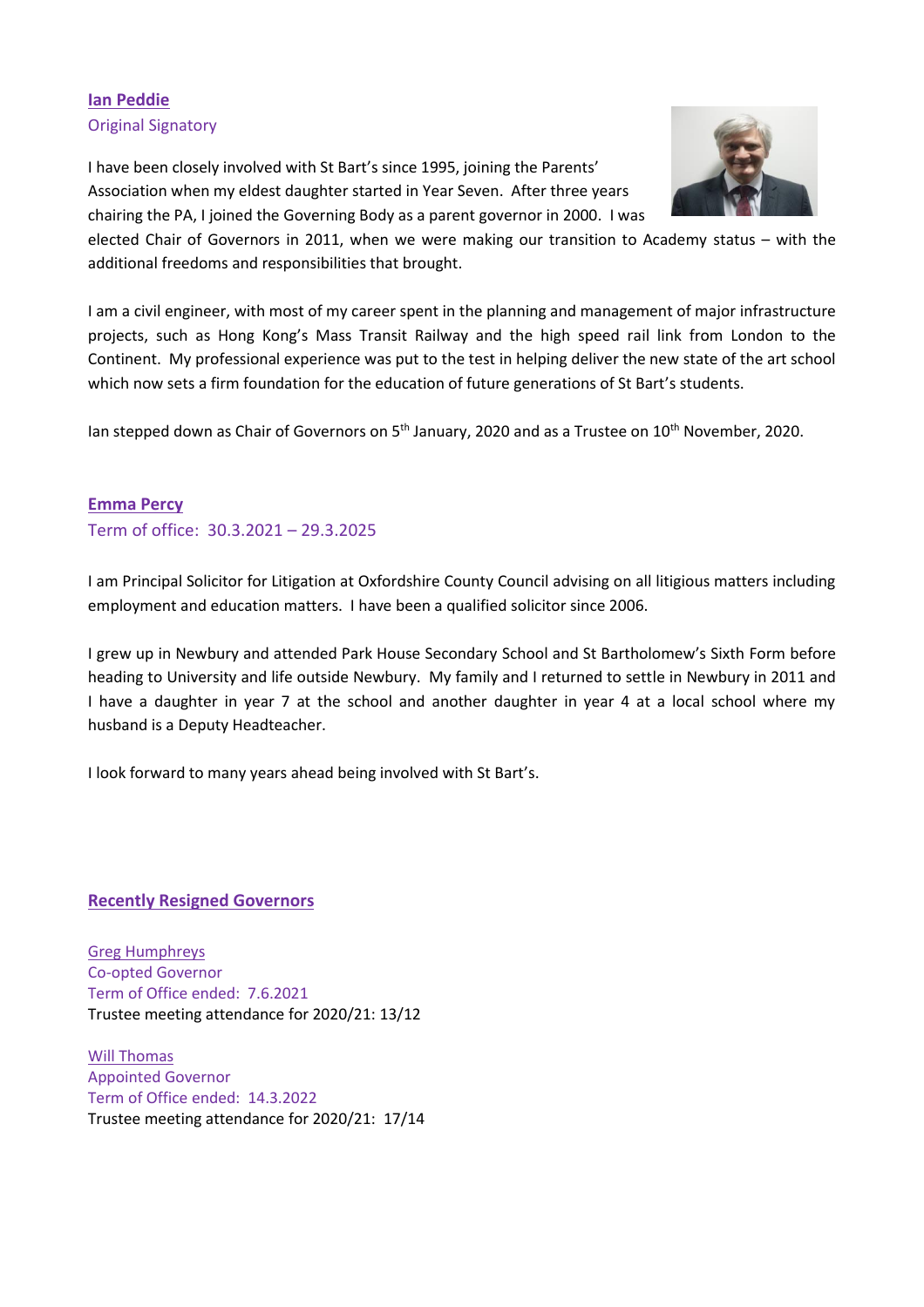**Ian Peddie**

Original Signatory

I have been closely involved with St Bart's since 1995, joining the Parents' Association when my eldest daughter started in Year Seven. After three years chairing the PA, I joined the Governing Body as a parent governor in 2000. I was elected Chair of Governors in 2011, when we were making our transition to Academy status – with the additional freedoms and responsibilities that brought.

I am a civil engineer, with most of my career spent in the planning and management of major infrastructure projects, such as Hong Kong's Mass Transit Railway and the high speed rail link from London to the Continent. My professional experience was put to the test in helping deliver the new state of the art school which now sets a firm foundation for the education of future generations of St Bart's students.

Ian stepped down as Chair of Governors on 5th January, 2020 and as a Trustee on 10th November, 2020.

**Emma Percy**

Term of office: 30.3.2021 – 29.3.2025

I am Principal Solicitor for Litigation at Oxfordshire County Council advising on all litigious matters including employment and education matters. I have been a qualified solicitor since 2006.

I grew up in Newbury and attended Park House Secondary School and St Bartholomew's Sixth Form before heading to University and life outside Newbury. My family and I returned to settle in Newbury in 2011 and I have a daughter in year 7 at the school and another daughter in year 4 at a local school where my husband is a Deputy Headteacher.

I look forward to many years ahead being involved with St Bart's.

**Recently Resigned Governors**

Greg Humphreys
Co-opted Governor
Term of Office ended: 7.6.2021
Trustee meeting attendance for 2020/21: 13/12

Will Thomas
Appointed Governor
Term of Office ended: 14.3.2022
Trustee meeting attendance for 2020/21: 17/14